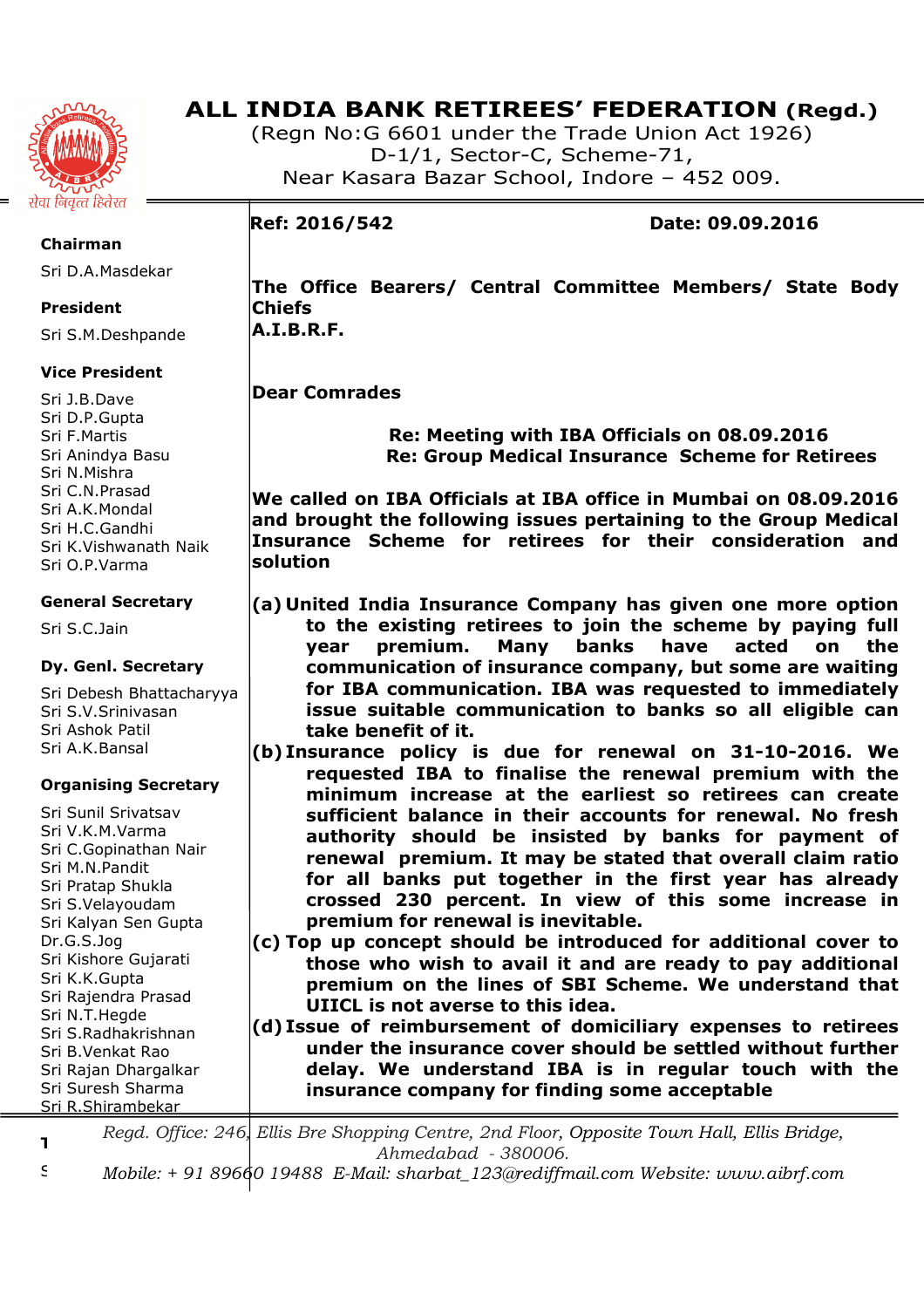# ALL INDIA BANK RETIREES' FEDERATION (Regd.)

(Regn No:G 6601 under the Trade Union Act 1926)
D-1/1, Sector-C, Scheme-71,
Near Kasara Bazar School, Indore – 452 009.

सेवा निवृत्त हितेरत

**Chairman**
Sri D.A.Masdekar

**President**
Sri S.M.Deshpande

**Vice President**
Sri J.B.Dave
Sri D.P.Gupta
Sri F.Martis
Sri Anindya Basu
Sri N.Mishra
Sri C.N.Prasad
Sri A.K.Mondal
Sri H.C.Gandhi
Sri K.Vishwanath Naik
Sri O.P.Varma

**General Secretary**
Sri S.C.Jain

**Dy. Genl. Secretary**
Sri Debesh Bhattacharyya
Sri S.V.Srinivasan
Sri Ashok Patil
Sri A.K.Bansal

**Organising Secretary**
Sri Sunil Srivatsav
Sri V.K.M.Varma
Sri C.Gopinathan Nair
Sri M.N.Pandit
Sri Pratap Shukla
Sri S.Velayoudam
Sri Kalyan Sen Gupta
Dr.G.S.Jog
Sri Kishore Gujarati
Sri K.K.Gupta
Sri Rajendra Prasad
Sri N.T.Hegde
Sri S.Radhakrishnan
Sri B.Venkat Rao
Sri Rajan Dhargalkar
Sri Suresh Sharma
Sri R.Shirambekar

---

**Ref: 2016/542** **Date: 09.09.2016**

**The Office Bearers/ Central Committee Members/ State Body Chiefs**
**A.I.B.R.F.**

**Dear Comrades**

**Re: Meeting with IBA Officials on 08.09.2016**
**Re: Group Medical Insurance Scheme for Retirees**

**We called on IBA Officials at IBA office in Mumbai on 08.09.2016 and brought the following issues pertaining to the Group Medical Insurance Scheme for retirees for their consideration and solution**

**(a) United India Insurance Company has given one more option to the existing retirees to join the scheme by paying full year premium. Many banks have acted on the communication of insurance company, but some are waiting for IBA communication. IBA was requested to immediately issue suitable communication to banks so all eligible can take benefit of it.**

**(b) Insurance policy is due for renewal on 31-10-2016. We requested IBA to finalise the renewal premium with the minimum increase at the earliest so retirees can create sufficient balance in their accounts for renewal. No fresh authority should be insisted by banks for payment of renewal premium. It may be stated that overall claim ratio for all banks put together in the first year has already crossed 230 percent. In view of this some increase in premium for renewal is inevitable.**

**(c) Top up concept should be introduced for additional cover to those who wish to avail it and are ready to pay additional premium on the lines of SBI Scheme. We understand that UIICL is not averse to this idea.**

**(d) Issue of reimbursement of domiciliary expenses to retirees under the insurance cover should be settled without further delay. We understand IBA is in regular touch with the insurance company for finding some acceptable**

---

*Regd. Office: 246, Ellis Bre Shopping Centre, 2nd Floor, Opposite Town Hall, Ellis Bridge, Ahmedabad - 380006.*
*Mobile: + 91 89660 19488 E-Mail: sharbat_123@rediffmail.com Website: www.aibrf.com*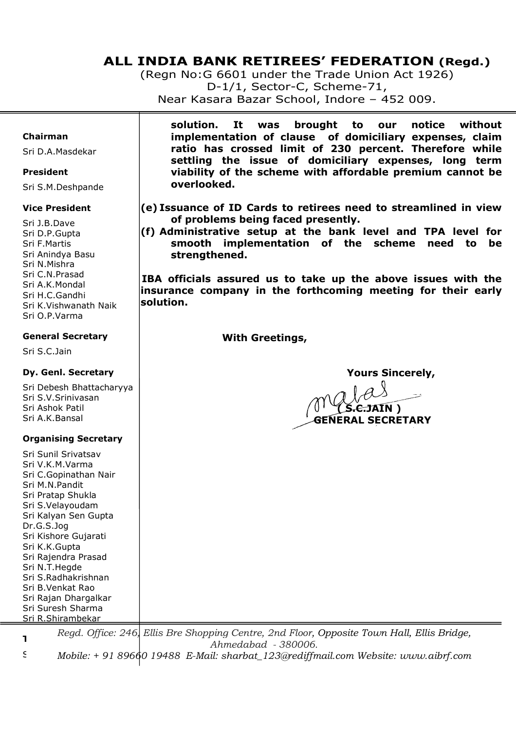# ALL INDIA BANK RETIREES' FEDERATION (Regd.)

(Regn No:G 6601 under the Trade Union Act 1926)
D-1/1, Sector-C, Scheme-71,
Near Kasara Bazar School, Indore – 452 009.

**Chairman**
Sri D.A.Masdekar

**President**
Sri S.M.Deshpande

**Vice President**
Sri J.B.Dave
Sri D.P.Gupta
Sri F.Martis
Sri Anindya Basu
Sri N.Mishra
Sri C.N.Prasad
Sri A.K.Mondal
Sri H.C.Gandhi
Sri K.Vishwanath Naik
Sri O.P.Varma

**General Secretary**
Sri S.C.Jain

**Dy. Genl. Secretary**
Sri Debesh Bhattacharyya
Sri S.V.Srinivasan
Sri Ashok Patil
Sri A.K.Bansal

**Organising Secretary**
Sri Sunil Srivatsav
Sri V.K.M.Varma
Sri C.Gopinathan Nair
Sri M.N.Pandit
Sri Pratap Shukla
Sri S.Velayoudam
Sri Kalyan Sen Gupta
Dr.G.S.Jog
Sri Kishore Gujarati
Sri K.K.Gupta
Sri Rajendra Prasad
Sri N.T.Hegde
Sri S.Radhakrishnan
Sri B.Venkat Rao
Sri Rajan Dhargalkar
Sri Suresh Sharma
Sri R.Shirambekar

**solution. It was brought to our notice without implementation of clause of domiciliary expenses, claim ratio has crossed limit of 230 percent. Therefore while settling the issue of domiciliary expenses, long term viability of the scheme with affordable premium cannot be overlooked.**

**(e) Issuance of ID Cards to retirees need to streamlined in view of problems being faced presently.**

**(f) Administrative setup at the bank level and TPA level for smooth implementation of the scheme need to be strengthened.**

**IBA officials assured us to take up the above issues with the insurance company in the forthcoming meeting for their early solution.**

**With Greetings,**

**Yours Sincerely,**

**( S.C.JAIN )**
**GENERAL SECRETARY**

*Regd. Office: 246, Ellis Bre Shopping Centre, 2nd Floor, Opposite Town Hall, Ellis Bridge, Ahmedabad - 380006.*
*Mobile: + 91 89660 19488 E-Mail: sharbat_123@rediffmail.com Website: www.aibrf.com*